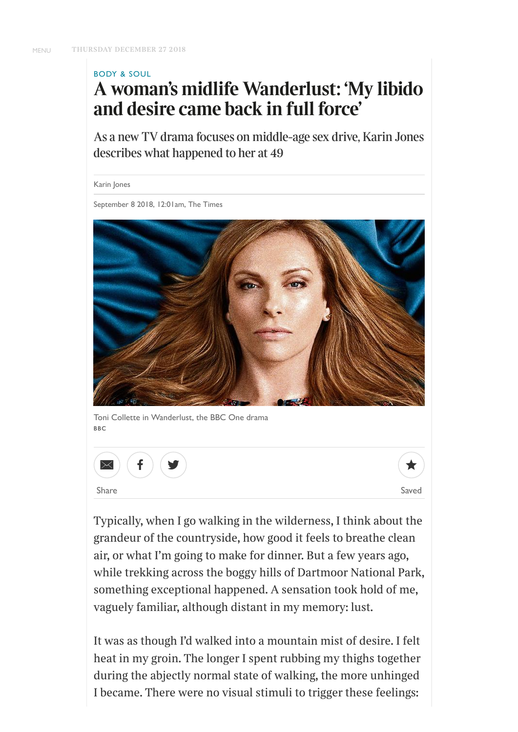BODY & SOUL

# A woman's midlife Wanderlust: 'My libido and desire came back in full force'

As a new TV drama focuses on middle-age sex drive, Karin Jones describes what happened to her at 49

Karin Jones

September 8 2018, 12:01am, The Times

Toni Collette in Wanderlust, the BBC One drama
BBC

Share

Saved

Typically, when I go walking in the wilderness, I think about the grandeur of the countryside, how good it feels to breathe clean air, or what I'm going to make for dinner. But a few years ago, while trekking across the boggy hills of Dartmoor National Park, something exceptional happened. A sensation took hold of me, vaguely familiar, although distant in my memory: lust.

It was as though I'd walked into a mountain mist of desire. I felt heat in my groin. The longer I spent rubbing my thighs together during the abjectly normal state of walking, the more unhinged I became. There were no visual stimuli to trigger these feelings: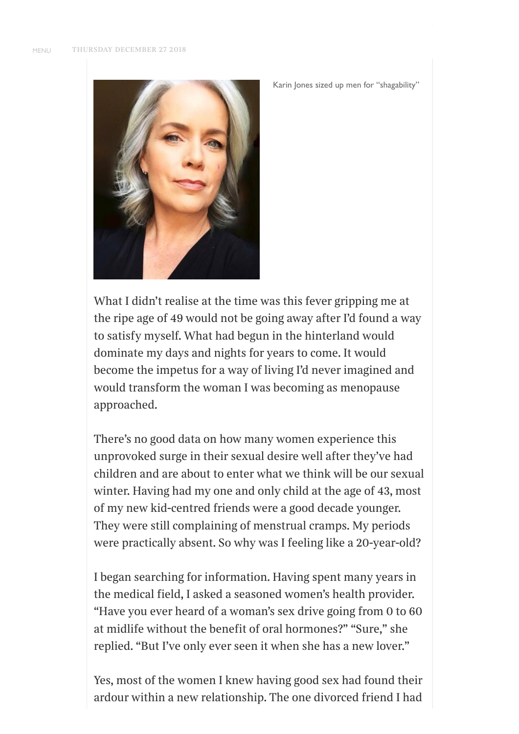Karin Jones sized up men for "shagability"

What I didn't realise at the time was this fever gripping me at the ripe age of 49 would not be going away after I'd found a way to satisfy myself. What had begun in the hinterland would dominate my days and nights for years to come. It would become the impetus for a way of living I'd never imagined and would transform the woman I was becoming as menopause approached.

There's no good data on how many women experience this unprovoked surge in their sexual desire well after they've had children and are about to enter what we think will be our sexual winter. Having had my one and only child at the age of 43, most of my new kid-centred friends were a good decade younger. They were still complaining of menstrual cramps. My periods were practically absent. So why was I feeling like a 20-year-old?

I began searching for information. Having spent many years in the medical field, I asked a seasoned women's health provider. "Have you ever heard of a woman's sex drive going from 0 to 60 at midlife without the benefit of oral hormones?" "Sure," she replied. "But I've only ever seen it when she has a new lover."

Yes, most of the women I knew having good sex had found their ardour within a new relationship. The one divorced friend I had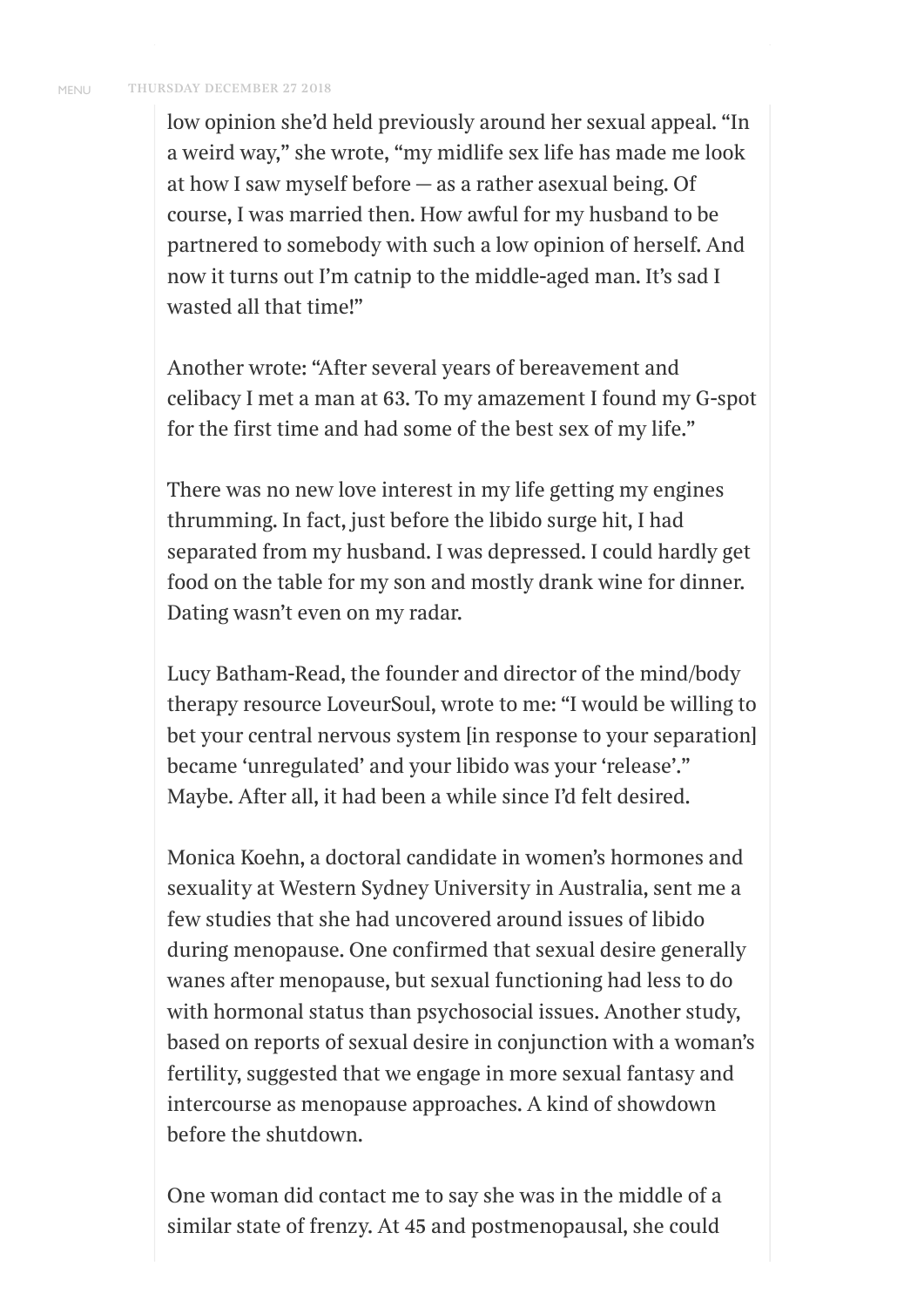low opinion she'd held previously around her sexual appeal. "In a weird way," she wrote, "my midlife sex life has made me look at how I saw myself before — as a rather asexual being. Of course, I was married then. How awful for my husband to be partnered to somebody with such a low opinion of herself. And now it turns out I'm catnip to the middle-aged man. It's sad I wasted all that time!"

Another wrote: "After several years of bereavement and celibacy I met a man at 63. To my amazement I found my G-spot for the first time and had some of the best sex of my life."

There was no new love interest in my life getting my engines thrumming. In fact, just before the libido surge hit, I had separated from my husband. I was depressed. I could hardly get food on the table for my son and mostly drank wine for dinner. Dating wasn't even on my radar.

Lucy Batham-Read, the founder and director of the mind/body therapy resource LoveurSoul, wrote to me: "I would be willing to bet your central nervous system [in response to your separation] became 'unregulated' and your libido was your 'release'." Maybe. After all, it had been a while since I'd felt desired.

Monica Koehn, a doctoral candidate in women's hormones and sexuality at Western Sydney University in Australia, sent me a few studies that she had uncovered around issues of libido during menopause. One confirmed that sexual desire generally wanes after menopause, but sexual functioning had less to do with hormonal status than psychosocial issues. Another study, based on reports of sexual desire in conjunction with a woman's fertility, suggested that we engage in more sexual fantasy and intercourse as menopause approaches. A kind of showdown before the shutdown.

One woman did contact me to say she was in the middle of a similar state of frenzy. At 45 and postmenopausal, she could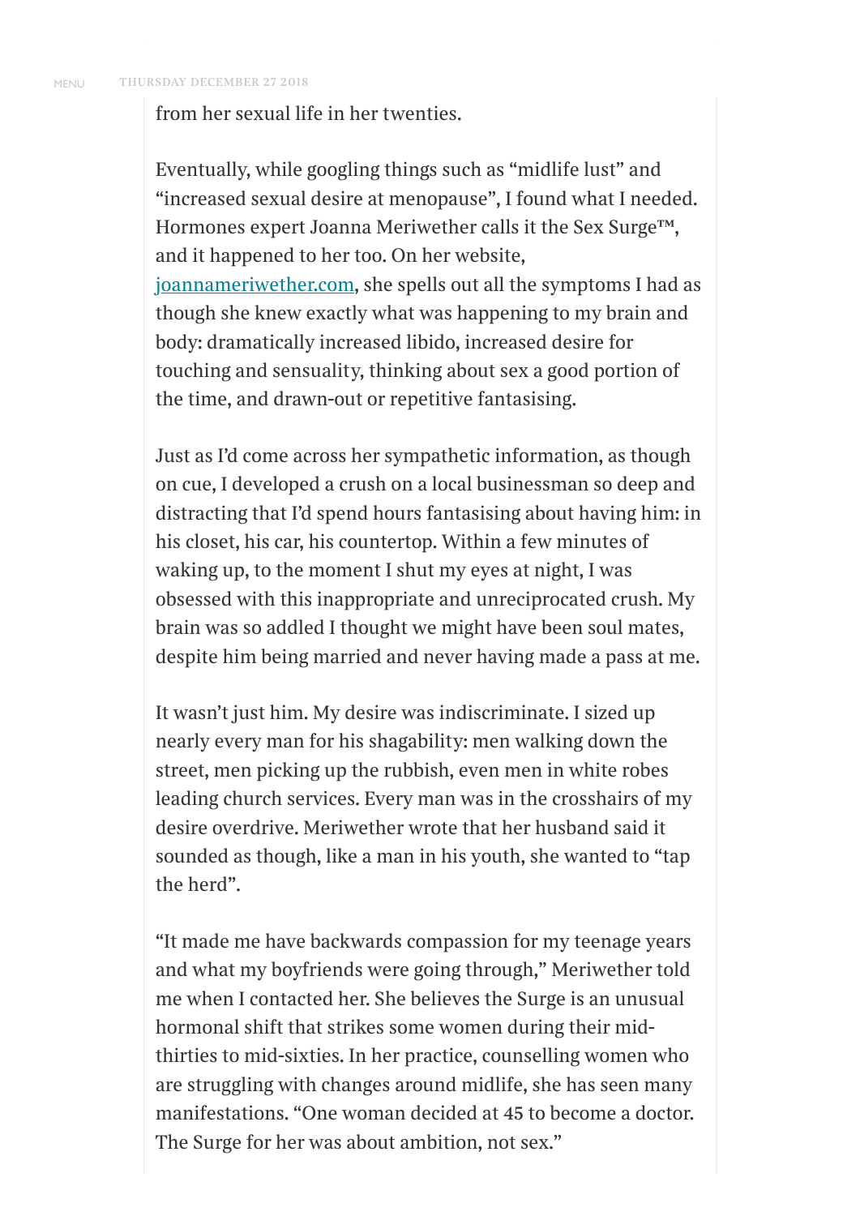from her sexual life in her twenties.

Eventually, while googling things such as “midlife lust” and “increased sexual desire at menopause”, I found what I needed. Hormones expert Joanna Meriwether calls it the Sex Surge™, and it happened to her too. On her website, joannameriwether.com, she spells out all the symptoms I had as though she knew exactly what was happening to my brain and body: dramatically increased libido, increased desire for touching and sensuality, thinking about sex a good portion of the time, and drawn-out or repetitive fantasising.

Just as I’d come across her sympathetic information, as though on cue, I developed a crush on a local businessman so deep and distracting that I’d spend hours fantasising about having him: in his closet, his car, his countertop. Within a few minutes of waking up, to the moment I shut my eyes at night, I was obsessed with this inappropriate and unreciprocated crush. My brain was so addled I thought we might have been soul mates, despite him being married and never having made a pass at me.

It wasn’t just him. My desire was indiscriminate. I sized up nearly every man for his shagability: men walking down the street, men picking up the rubbish, even men in white robes leading church services. Every man was in the crosshairs of my desire overdrive. Meriwether wrote that her husband said it sounded as though, like a man in his youth, she wanted to “tap the herd”.

“It made me have backwards compassion for my teenage years and what my boyfriends were going through,” Meriwether told me when I contacted her. She believes the Surge is an unusual hormonal shift that strikes some women during their mid-thirties to mid-sixties. In her practice, counselling women who are struggling with changes around midlife, she has seen many manifestations. “One woman decided at 45 to become a doctor. The Surge for her was about ambition, not sex.”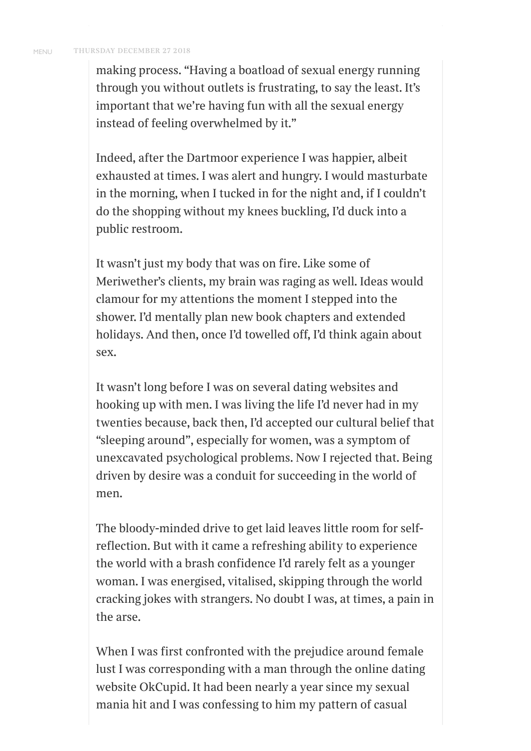making process. "Having a boatload of sexual energy running through you without outlets is frustrating, to say the least. It's important that we're having fun with all the sexual energy instead of feeling overwhelmed by it."

Indeed, after the Dartmoor experience I was happier, albeit exhausted at times. I was alert and hungry. I would masturbate in the morning, when I tucked in for the night and, if I couldn't do the shopping without my knees buckling, I'd duck into a public restroom.

It wasn't just my body that was on fire. Like some of Meriwether's clients, my brain was raging as well. Ideas would clamour for my attentions the moment I stepped into the shower. I'd mentally plan new book chapters and extended holidays. And then, once I'd towelled off, I'd think again about sex.

It wasn't long before I was on several dating websites and hooking up with men. I was living the life I'd never had in my twenties because, back then, I'd accepted our cultural belief that "sleeping around", especially for women, was a symptom of unexcavated psychological problems. Now I rejected that. Being driven by desire was a conduit for succeeding in the world of men.

The bloody-minded drive to get laid leaves little room for self-reflection. But with it came a refreshing ability to experience the world with a brash confidence I'd rarely felt as a younger woman. I was energised, vitalised, skipping through the world cracking jokes with strangers. No doubt I was, at times, a pain in the arse.

When I was first confronted with the prejudice around female lust I was corresponding with a man through the online dating website OkCupid. It had been nearly a year since my sexual mania hit and I was confessing to him my pattern of casual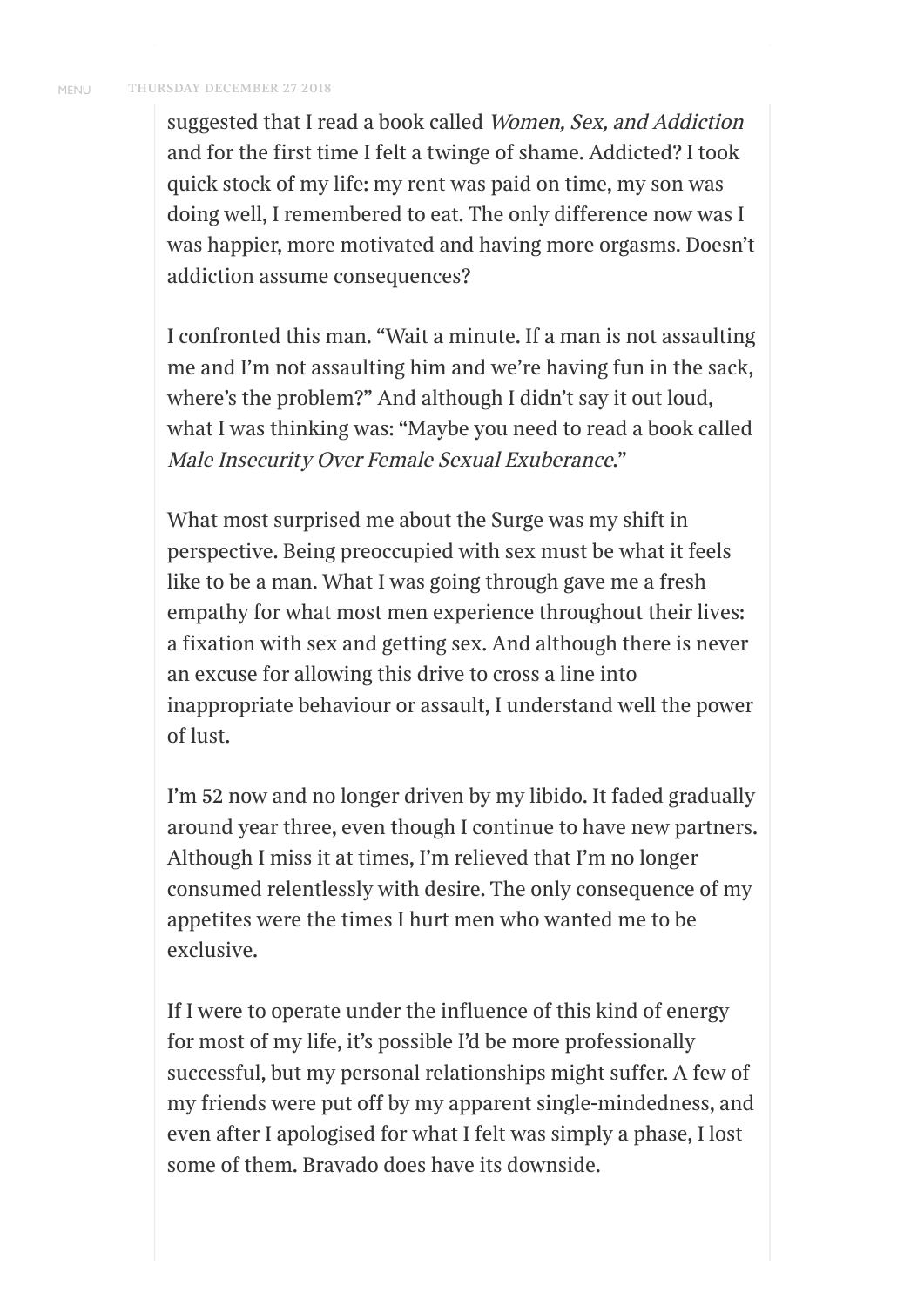suggested that I read a book called *Women, Sex, and Addiction* and for the first time I felt a twinge of shame. Addicted? I took quick stock of my life: my rent was paid on time, my son was doing well, I remembered to eat. The only difference now was I was happier, more motivated and having more orgasms. Doesn't addiction assume consequences?

I confronted this man. "Wait a minute. If a man is not assaulting me and I'm not assaulting him and we're having fun in the sack, where's the problem?" And although I didn't say it out loud, what I was thinking was: "Maybe you need to read a book called *Male Insecurity Over Female Sexual Exuberance*."

What most surprised me about the Surge was my shift in perspective. Being preoccupied with sex must be what it feels like to be a man. What I was going through gave me a fresh empathy for what most men experience throughout their lives: a fixation with sex and getting sex. And although there is never an excuse for allowing this drive to cross a line into inappropriate behaviour or assault, I understand well the power of lust.

I'm 52 now and no longer driven by my libido. It faded gradually around year three, even though I continue to have new partners. Although I miss it at times, I'm relieved that I'm no longer consumed relentlessly with desire. The only consequence of my appetites were the times I hurt men who wanted me to be exclusive.

If I were to operate under the influence of this kind of energy for most of my life, it's possible I'd be more professionally successful, but my personal relationships might suffer. A few of my friends were put off by my apparent single-mindedness, and even after I apologised for what I felt was simply a phase, I lost some of them. Bravado does have its downside.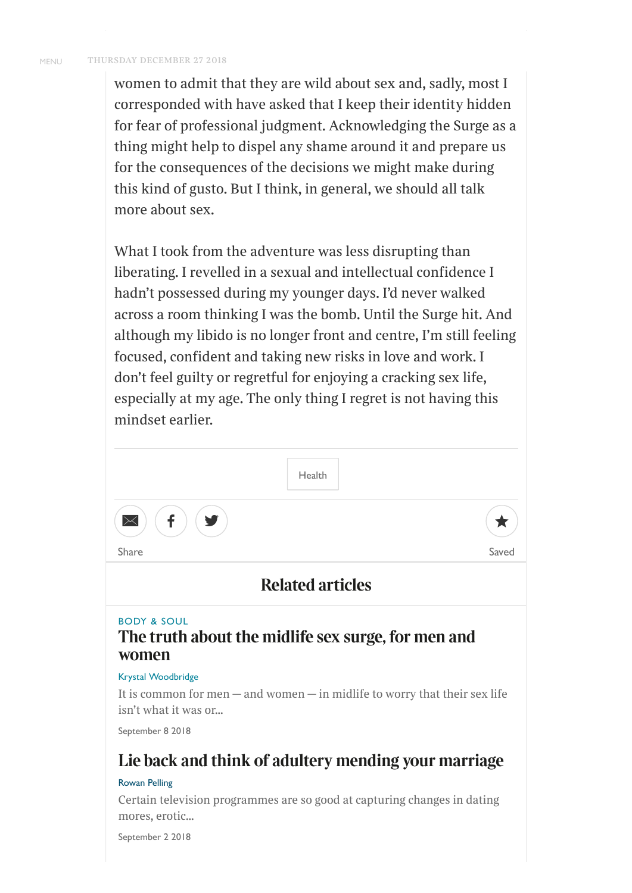women to admit that they are wild about sex and, sadly, most I corresponded with have asked that I keep their identity hidden for fear of professional judgment. Acknowledging the Surge as a thing might help to dispel any shame around it and prepare us for the consequences of the decisions we might make during this kind of gusto. But I think, in general, we should all talk more about sex.

What I took from the adventure was less disrupting than liberating. I revelled in a sexual and intellectual confidence I hadn't possessed during my younger days. I'd never walked across a room thinking I was the bomb. Until the Surge hit. And although my libido is no longer front and centre, I'm still feeling focused, confident and taking new risks in love and work. I don't feel guilty or regretful for enjoying a cracking sex life, especially at my age. The only thing I regret is not having this mindset earlier.

Health

Share

Saved

## Related articles

BODY & SOUL

### The truth about the midlife sex surge, for men and women

Krystal Woodbridge

It is common for men — and women — in midlife to worry that their sex life isn't what it was or...

September 8 2018

### Lie back and think of adultery mending your marriage

Rowan Pelling

Certain television programmes are so good at capturing changes in dating mores, erotic...

September 2 2018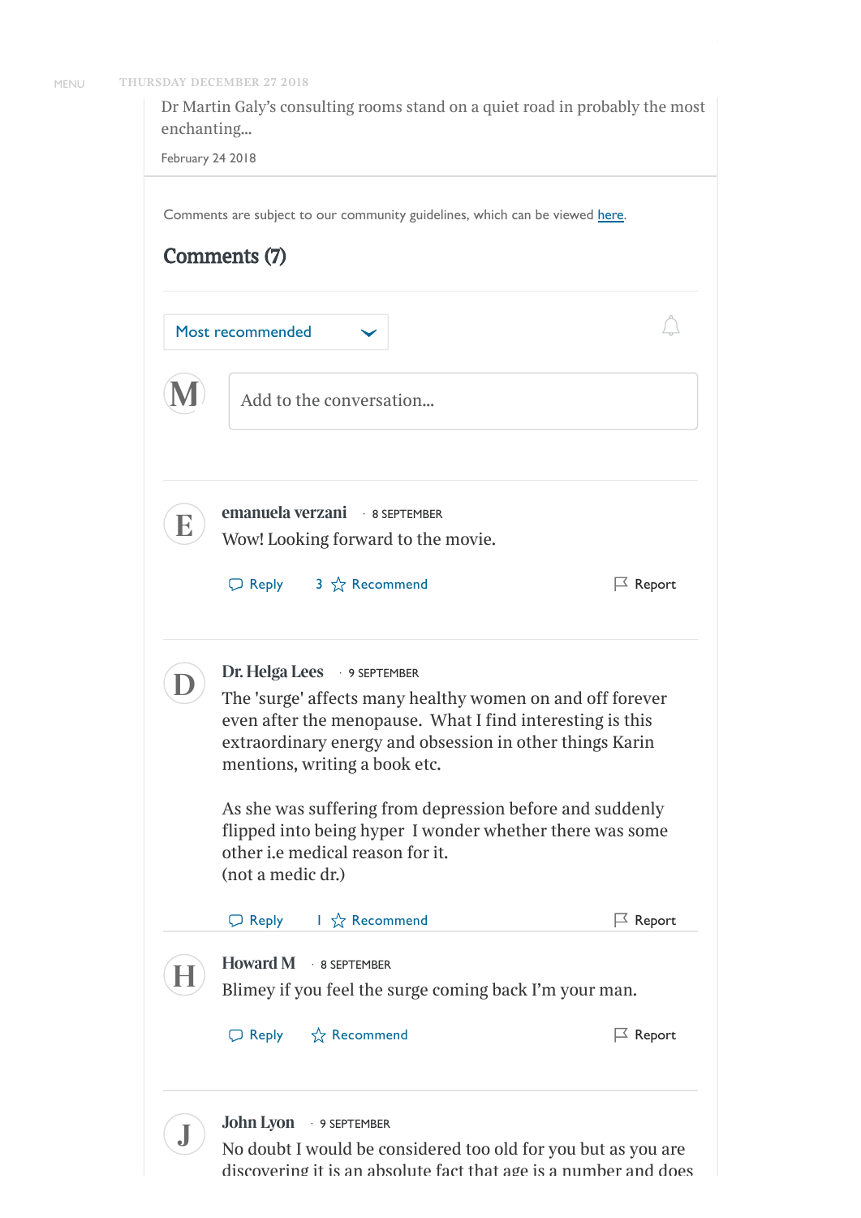Dr Martin Galy's consulting rooms stand on a quiet road in probably the most enchanting...

February 24 2018

Comments are subject to our community guidelines, which can be viewed here.

## Comments (7)

Most recommended

Add to the conversation...

**emanuela verzani** · 8 SEPTEMBER

Wow! Looking forward to the movie.

Reply 3 Recommend Report

**Dr. Helga Lees** · 9 SEPTEMBER

The 'surge' affects many healthy women on and off forever even after the menopause. What I find interesting is this extraordinary energy and obsession in other things Karin mentions, writing a book etc.

As she was suffering from depression before and suddenly flipped into being hyper I wonder whether there was some other i.e medical reason for it.
(not a medic dr.)

Reply 1 Recommend Report

**Howard M** · 8 SEPTEMBER

Blimey if you feel the surge coming back I'm your man.

Reply Recommend Report

**John Lyon** · 9 SEPTEMBER

No doubt I would be considered too old for you but as you are discovering it is an absolute fact that age is a number and does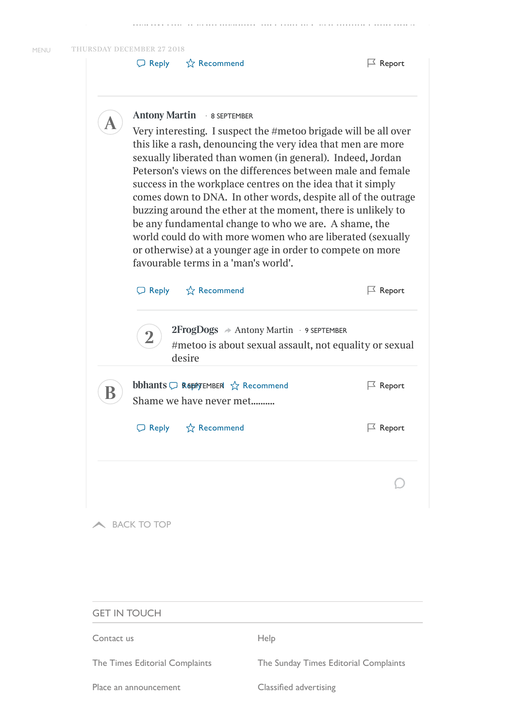Reply Recommend Report

**Antony Martin** · 8 SEPTEMBER

Very interesting. I suspect the #metoo brigade will be all over this like a rash, denouncing the very idea that men are more sexually liberated than women (in general). Indeed, Jordan Peterson's views on the differences between male and female success in the workplace centres on the idea that it simply comes down to DNA. In other words, despite all of the outrage buzzing around the ether at the moment, there is unlikely to be any fundamental change to who we are. A shame, the world could do with more women who are liberated (sexually or otherwise) at a younger age in order to compete on more favourable terms in a 'man's world'.

Reply Recommend Report

**2FrogDogs** → Antony Martin · 9 SEPTEMBER

#metoo is about sexual assault, not equality or sexual desire

**bbhants** · 9 SEPTEMBER

Reply Recommend Report

Shame we have never met.........

Reply Recommend Report

BACK TO TOP

## GET IN TOUCH

Contact us

Help

The Times Editorial Complaints

The Sunday Times Editorial Complaints

Place an announcement

Classified advertising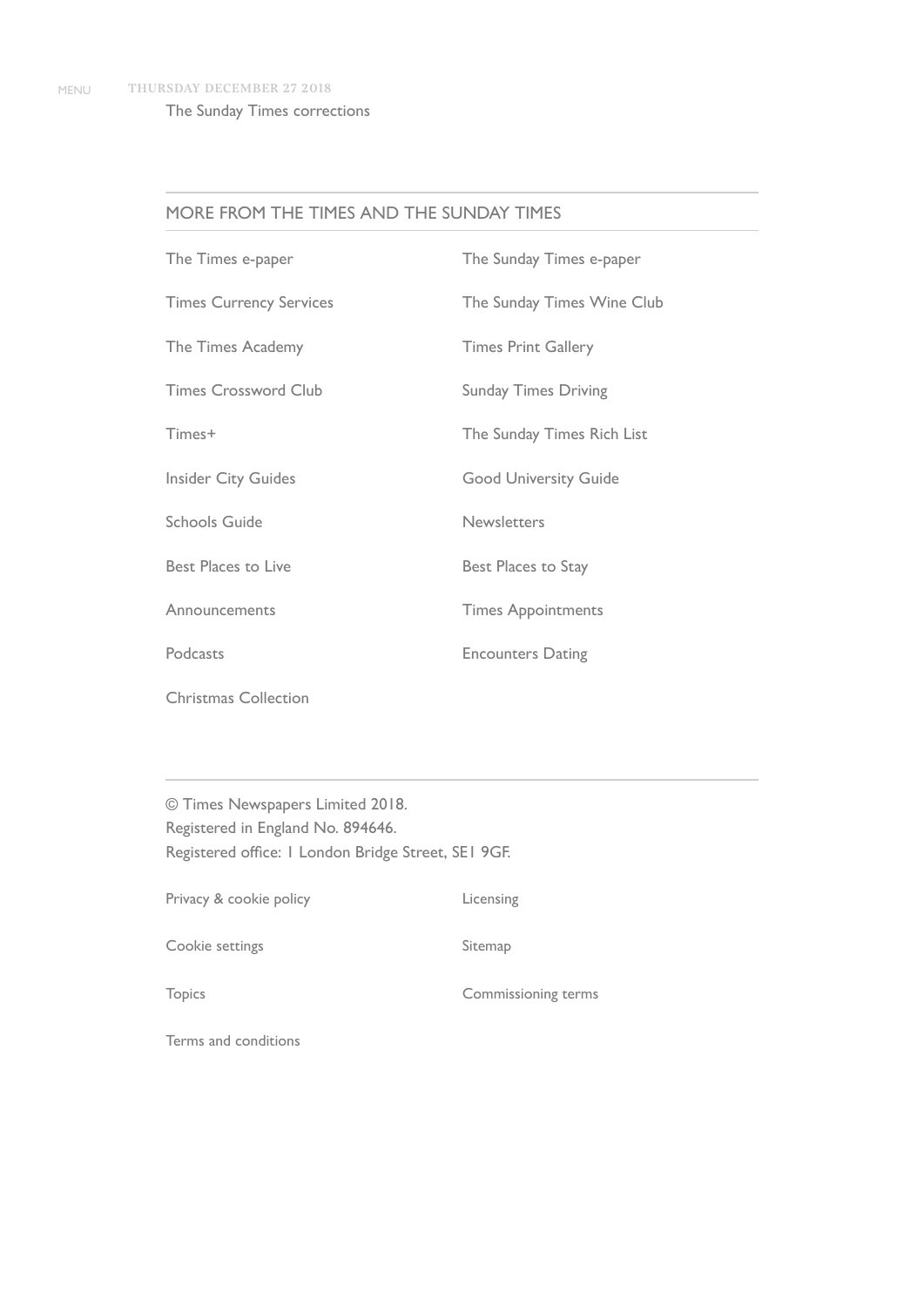MENU THURSDAY DECEMBER 27 2018

The Sunday Times corrections

## MORE FROM THE TIMES AND THE SUNDAY TIMES

- The Times e-paper
- The Sunday Times e-paper
- Times Currency Services
- The Sunday Times Wine Club
- The Times Academy
- Times Print Gallery
- Times Crossword Club
- Sunday Times Driving
- Times+
- The Sunday Times Rich List
- Insider City Guides
- Good University Guide
- Schools Guide
- Newsletters
- Best Places to Live
- Best Places to Stay
- Announcements
- Times Appointments
- Podcasts
- Encounters Dating
- Christmas Collection

© Times Newspapers Limited 2018.
Registered in England No. 894646.
Registered office: 1 London Bridge Street, SE1 9GF.

- Privacy & cookie policy
- Licensing
- Cookie settings
- Sitemap
- Topics
- Commissioning terms
- Terms and conditions